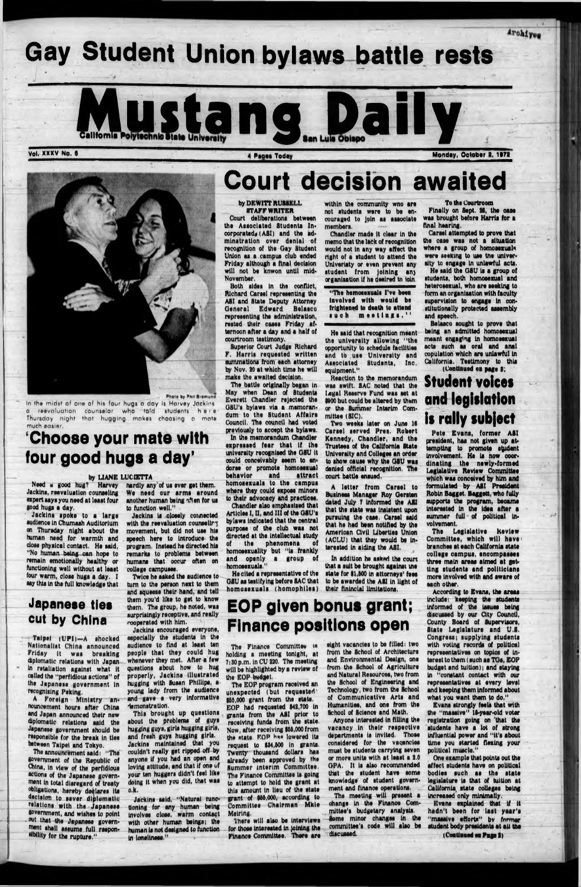# Gay Student Union bylaws battle rests

# Mustang Daily

California Polytechnic State University — San Luis Obispo

Vol. XXXV No. 6 — 4 Pages Today — Monday, October 2, 1972

Photo by Phil Bismund

In the midst of one of his four hugs a day is Harvey Jackins a reevaluation counselor who told students here Thursday night that hugging makes choosing a mate much easier.

## 'Choose your mate with four good hugs a day'

by LIANE LUCIETTA

Need a good hug? Harvey Jackins, reevaluation counseling expert says you need at least four good hugs a day.

Jackins spoke to a large audience in Chumash Auditorium on Thursday night about the human need for warmth and close physical contact. He said, "No human being can hope to remain emotionally healthy or functioning well without at least four warm, close hugs a day. I say this in the full knowledge that hardly any of us ever get them. We need our arms around another human being often for us to function well."

Jackins is closely connected with the reevaluation counseling movement, but did not use his speech here to introduce the program. Instead he directed his remarks to problems between humans that occur often on college campuses.

Twice he asked the audience to turn to the person next to them and squeeze their hand, and tell them you'd like to get to know them. The group, he noted, was surprisingly receptive, and really cooperated with him.

Jackins encouraged everyone, especially the students in the audience to find at least ten people that they could hug whenever they met. After a few questions about how to hug properly, Jackins illustrated hugging with Susan Phillips, a young lady from the audience and gave a very informative demonstration.

This brought up questions about the problems of guys hugging guys, girls hugging girls, and fresh guys hugging girls. Jackins maintained that you couldn't really get ripped off by anyone if you had an open and loving attitude, and that if one of your ten huggers didn't feel like doing it when you did, that was o.k.

Jackins said, "Natural functioning for any human being involves close, warm contact with other human beings; the human is not designed to function in loneliness."

## Japanese ties cut by China

Taipei (UPI)—A shocked Nationalist China announced Friday it was breaking diplomatic relations with Japan in retaliation against what it called the "perfidious actions" of the Japanese government in recognizing Peking.

A Foreign Ministry announcement hours after China and Japan announced their new diplomatic relations said the Japanese government should be responsible for the break in ties between Taipei and Tokyo.

The announcement said: "The government of the Republic of China, in view of the perfidious actions of the Japanese government in total disregard of treaty obligations, hereby declares its decision to sever diplomatic relations with the Japanese government, and wishes to point out that the Japanese government shall assume full responsibility for the rupture."

# Court decision awaited

by DEWITT RUSSELL
STAFF WRITER

Court deliberations between the Associated Students Incorporated (ASI) and the administration over denial of recognition of the Gay Student Union as a campus club ended Friday although a final decision will not be known until mid-November.

Both sides in the conflict, Richard Carsel representing the ASI and State Deputy Attorney General Edward Belasco representing the administration, rested their cases Friday afternoon after a day and a half of courtroom testimony.

Superior Court Judge Richard F. Harris requested written summations from each attorney by Nov. 20 at which time he will make the awaited decision.

The battle originally began in May when Dean of Students Everett Chandler rejected the GSU's bylaws via a memorandum to the Student Affairs Council. The council had voted previously to accept the bylaws.

In the memorandum Chandler expressed fear that if the university recognized the GSU it could conceivably seem to endorse or promote homosexual behavior and attract homosexuals to the campus where they could expose minors to their advocacy and practices.

Chandler also emphasized that Articles I, II, and III of the GSU's bylaws indicated that the central purpose of the club was not directed at the intellectual study of the phenomena of homosexuality but "is frankly and openly a group of homosexuals."

He cited a representative of the GSU as testifying before SAC that homosexuals (homophiles) within the community who are not students were to be encouraged to join as associate members.

Chandler made it clear in the memo that the lack of recognition would not in any way affect the right of a student to attend the University or even prevent any student from joining any organization if he desired to join

**"The homosexuals I've been involved with would be frightened to death to attend such meetings."**

He said that recognition meant the university allowing "the opportunity to schedule facilities and to use University and Associated Students, Inc. equipment."

Reaction to the memorandum was swift. SAC noted that the Legal Reserve Fund was set at $900 but could be altered by them or the Summer Interim Committee (SIC).

Two weeks later on June 16 Carsel served Pres. Robert Kennedy, Chandler, and the Trustees of the California State University and Colleges an order to show cause why the GSU was denied official recognition. The court battle ensued.

A letter from Carsel to Business Manager Roy Gersten dated July 7 informed the ASI that the state was insistent upon pursuing the case. Carsel said that he had been notified by the American Civil Liberties Union (ACLU) that they would be interested in aiding the ASI.

In addition he asked the court that a suit be brought against the state for $1,500 in attorneys' fees to be awarded the ASI in light of their finincial limitations.

**To the Courtroom**

Finally on Sept. 28, the case was brought before Harris for a final hearing.

Carsel attempted to prove that the case was not a situation where a group of homosexuals were seeking to use the university to engage in unlawful acts.

He said the GSU is a group of students, both homosexual and heterosexual, who are seeking to form an organization with faculty supervision to engage in constitutionally protected assembly and speech.

Belasco sought to prove that being an admitted homosexual meant engaging in homosexual acts such as oral and anal copulation which are unlawful in California. Testimony to this

(Continued on page 3)

## EOP given bonus grant; Finance positions open

The Finance Committee is holding a meeting tonight, at 7:30 p.m. in CU 220. The meeting will be highlighted by a review of the EOP budget.

The EOP program received an unexpected (but requested) $55,000 grant from the state. EOP had requested $42,700 in grants from the ASI prior to receiving funds from the state. Now, after receiving $55,000 from the state EOP has lowered its request to $34,500 in grants. Twenty thousand dollars has already been approved by the Summer Interim Committee. The Finance Committee is going to attempt to hold the grant at this amount in lieu of the state grant of $55,000, according to Committee Chairman Mkie Meiring.

There will also be interviews for those interested in joining the Finance Committee. There are eight vacancies to be filled: two from the School of Architecture and Environmental Design, one from the School of Agriculture and Natural Resources, two from the School of Engineering and Technology, two from the School of Communicative Arts and Humanities, and one from the School of Science and Math.

Anyone interested in filling the vacancy in their respective departments is invited. Those considered for the vacancies must be students carrying seven or more units with at least a 2.0 GPA. It is also recommended that the student have some knowledge of student government and finance operations.

The meeting will present a change in the Finance Committee's budgetary analysis. Some minor changes in the committee's code will also be discussed.

## Student voices and legislation is rally subject

Pete Evans, former ASI president, has not given up attempting to promote student involvement. He is now coordinating the newly-formed Legislative Review Committee which was conceived by him and formulated by ASI President Robin Bagget. Baggett, who fully supports the program, became interested in the idea after a summer full of political involvement.

The Legislative Review Committee, which will have branches at each California state college campus, encompasses three main areas aimed at getting students and politicians more involved with and aware of each other.

According to Evans, the areas include: keeping the students informed of the issues being discussed by our City Council, County Board of Supervisors, State Legislature and U.S. Congress; supplying students with voting records of political representatives on topics of interest to them (such as TGs, EOP budget and tuition); and staying in "constant contact with our representatives at every level and keeping them informed about what you want them to do."

Evans strongly feels that with the "massive" 18-year-old voter registration going on "that the students have a lot of strong influential power and "it's about time you started flexing your political muscle."

One example that points out the affect students have on political bodies such as the state legislature is that of tuition at California state colleges being increased only minimally.

Evans explained that if it hadn't been for last year's "massive efforts" by former student body presidents at all the

(Continued on Page 3)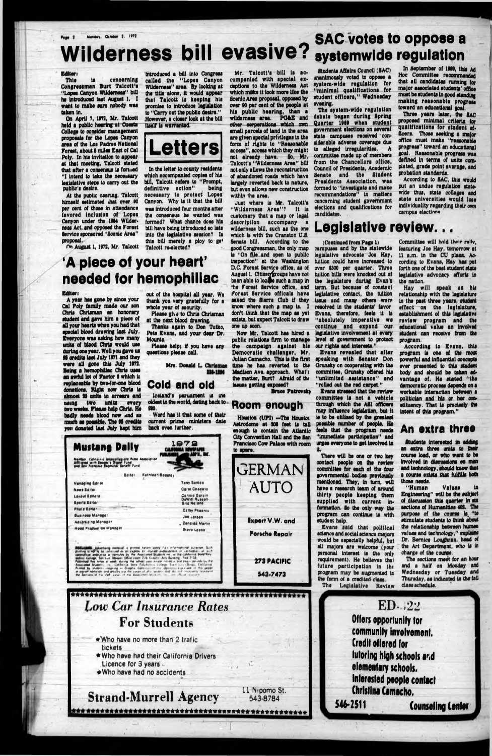# Wilderness bill evasive?

Editor:

This is concerning Congressman Burt Talcott's "Lopez Canyon Wilderness" bill he introduced last August 1. I want to make sure nobody was taken in.

On April 7, 1972, Mr. Talcott held a public hearing at Cuesta College to consider management proposals for the Lopez Canyon area of the Los Padres National Forest, about 8 miles East of Cal Poly. In his invitation to appear at that meeting, Talcott stated that after a consensus is formed "I intend to take the necessary legislative steps to carry out the public's desire."

At the public hearing, Talcott himself estimated that over 90 per cent of those in attendance favored inclusion of Lopez Canyon under the 1964 Wilderness Act, and opposed the Forest Service sponsored "Scenic Area" proposal.

On August 1, 1972, Mr. Talcott introduced a bill into Congress called the "Lopez Canyon Wilderness" area. By looking at the title alone, it would appear that Talcott is keeping his promise to introduce legislation to "Carry out the public desire." However, a closer look at the bill itself is warranted.

## Letters

In the letter to county residents which accompanied copies of his bill, Talcott refers to "Prompt, definitive action" being necessary to protect Lopez Canyon. Why is it that the bill was introduced four months after the consensus he wanted was formed? What chance does his bill have being introduced so late into the legislative session? Is this bill merely a ploy to get Talcott re-elected?

Mr. Talcott's bill is accompanied with special exceptions to the Wilderness Act which make it look more like the Scenic Area proposal, opposed by over 90 per cent of the people at his public hearing, than a wilderness area. PG&E and other corporations which own small parcels of land in the area are given special privileges in the form of rights to "Reasonable access", access which they might not already have. So, Mr. Talcott's "Wilderness Area" bill not only allows the reconstruction of abandoned roads which have largely reverted back to nature, but even allows new construction within the area.

Just where is Mr. Talcott's "Wilderness Area"? It is customary that a map or legal description accompany a wilderness bill, such as the one which is with the Cranston U.S. Senate bill. According to the good Congressman, the only map is "On file and open to public inspection" at the Washington D.C. Forest Service office, as of August 1. Citizen groups have not been able to locate such a map in the Forest Service office, and Forest Service officals have asked the Sierra Club if they know where such a map is. I don't think that the map as yet exists, but expect Talcott to draw one up soon.

Now Mr. Talcott has hired a public relations firm to manage the campaign against his Democratic challenger, Mr. Julian Camacho. This is the first time he has reverted to the Madison Ave. approach. What's the matter, Burt? Afraid of the issues getting exposed?

Bruce Patrovsky

## 'A piece of your heart' needed for hemophiliac

Editor:

A year has gone by since your Cal Poly family made our son Chris Chrisman an honorary student and gave him a piece of all your hearts when you had that special blood drawing last July. Everyone was asking how many units of blood Chris would use during one year. Well you gave us 88 credits last July 1971 and they were all gone this July 1972. Being a hemophiliac Chris uses an awful lot of Factor 8 which is replaceable by two-for-one blood donations. Right now Chris is almost 20 units in arrears and using two units every two weeks. Please help Chris. He badly needs blood now and as much as possible. The 88 credits you donated last July kept him out of the hospital all year. We thank you very gratefully for a whole year of security.

Please give to Chris Chrisman at the next blood drawing.

Thanks again to Don Tutko, Pete Evans, and your dear Dr. Mounts.

Please help; if you have any questions please call.

Mrs. Donald L. Chrisman
238-1896

## Cold and old

Iceland's parliament is the oldest in the world, dating back to 930.

Word has it that some of their current prime ministers date back even further.

## Room enough

Houston (UPI) —The Houston Astrodome at 208 feet is tall enough to contain the Atlantic City Convention Hall and the San Francisco Cow Palace with room to spare.

**Mustang Daily**

1972 California Newspaper Publishers Ass'n, Inc.

Member California Intercollegiate Press Association. Affiliated with Reader's Digest Fund and San Francisco Examiner Benefit Fund

| | |
|---|---|
| Editor | Kathleen Beasley |
| Managing Editor | Tony Santos |
| News Editor | Carol Chadwic |
| Layout Editors | Connie Garcin, DeWitt Russell |
| Sports Editor | Eric Noland |
| Photo Editor | Cathy Phoenix |
| Business Manager | Jim Larsen |
| Advertising Manager | Zenaida Martin |
| Head Production Manager | Steve Lasko |

DISCLAIMER: Advertising material is printed herein solely for informational purposes. Such printing is not to be construed as an express or implied endorsement or verification of such commercial ventures by the Associated Students, Inc. or the California State Polytechnic College, San Luis Obispo. Offices room 226 Graphic Arts Building. 546-2156. Published five times a week during the school year except holidays and exam periods by the Associated Students, Inc., California State Polytechnic College, San Luis Obispo, California. Printed by students majoring in Graphic Communications. Opinions expressed in this paper in signed editorials and articles are the views of the writers and do not necessarily represent the opinions of the staff, views of the Associated Students, Inc., nor official opinion.

**GERMAN AUTO**

Expert V.W. and Porsche Repair

273 PACIFIC
543-7473

# SAC votes to oppose a systemwide regulation

Students Affairs Council (SAC) unanimously voted to oppose a system-wide regulation for "minimal qualifications for student officers," Wednesday evening.

The system-wide regulation debate began during Spring Quarter 1969 when student government elections on several state campuses received considerable adverse coverage due to alleged irregularities. A committee made up of members from the Chancellors office, Council of Presidents, Academic Senate and the Student Presidents Association, was formed to "investigate and make recommendations" in matters concerning student government elections and qualifications for candidates.

In September of 1969, this Ad Hoc Committee recommended that all candidates running for major associated students' office must be students in good standing making reasonable progress toward an educational goal.

Three years later, the SAC proposed minimal criteria for qualifications for student officers. Those seeking a major office must make "reasonable progress" toward an educational goal. Reasonable progress was defined in terms of units completed, grade point average, and probation standards.

According to SAC, this would put an undue regulation statewide thus, state colleges and state universities would lose individuality regarding their own campus elections.

## Legislative review...

(Continued from Page 1)

campuses and by the statewide legislative advocate Joe Hay, tuition could have increased to over $300 per quarter. Three tuition bills were knocked out of the legislature during Evan's term. But because of constant legislative contact, the tuition issue and many others were resolved in the students' favor. Evans, therefore, feels it is "absolutely imperative we continue and expand our legislative involvement at every level of government to protect our rights and interests."

Evans revealed that after speaking with Senator Don Grunsky on cooperating with the committee, Grunsky offered his "unlimited assistance" and "rolled out the red carpet."

Evans stressed that the review committee is not a vehicle through which the ASI officers may influence legislation, but it is to be utilized by the greatest possible number of people. He feels that the program needs "immediate participation" and urges everyone to get involved in it.

There will be one or two key contact people on the review committee for each of the four governmental bodies previously mentioned. They, in turn, will have a research team of around thirty people keeping them supplied with current information. So the only way the program can continue is with student help.

Evans said that political science and social science majors would be especially helpful, but all majors are welcome (your personal interest is the only requirement). He believes that future participation in the program may be augmented in the form of a credited class.

The Legislative Review Committee will hold their rally, featuring Joe Hay, tomorrow at 11 a.m. in the CU plaza. According to Evans, Hay has put forth one of the best student state legislative advocacy efforts in the nation.

Hay will speak on his relationship with the legislature in the past three years, student effect on the legislature, establishment of this legislative review program and the educational value an involved student can receive from the program.

According to Evans, this program is one of the most powerful and influential concepts ever presented to this student body and should be taken advantage of. He stated "the democratic process depends on a workable interaction between a politician and his or her constituency. That is precisely the intent of this program."

## An extra three

Students interested in adding an extra three units to their course load, or who want to be involved in discussions on man and technology, should know that a course exists that fulfills both those needs.

"Human Values in Engineering" will be the subject of discussion this quarter in six sections of Humanities 402. The purpose of the course is "to stimulate students to think about the relationship between human values and technology," explains Dr. Bernice Loughran, head of the Art Department, who is in charge of the course.

The sections meet for an hour and a half on Monday and Wednesday or Tuesday and Thursday, as indicated in the fall class schedule.

**Low Car Insurance Rates For Students**

- Who have no more than 2 trafic tickets
- Who have had their California Drivers Licence for 3 years
- Who have had no accidents

**Strand-Murrell Agency**

11 Nipomo St.
543-8784

**ED. 322**

Offers opportunity for community involvement. Credit offered for tutoring high schools and elementary schools. Interested people contact Christina Camacho.

546-2511 Counseling Center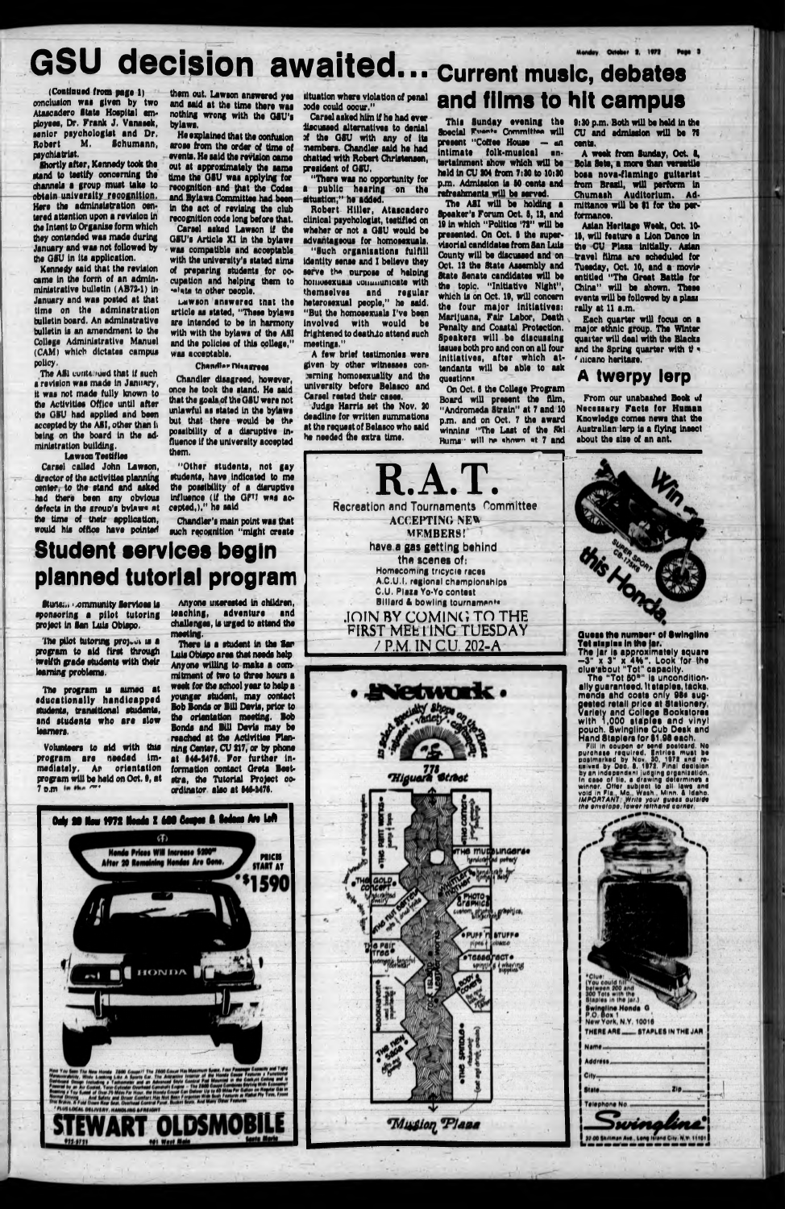# GSU decision awaited...

(Continued from page 1)

conclusion was given by two Atascadero State Hospital employees, Dr. Frank J. Vanasek, senior psychologist and Dr. Robert M. Schumann, psychiatrist.

Shortly after, Kennedy took the stand to testify concerning the channels a group must take to obtain university recognition. Here the administration centered attention upon a revision in the intent to Organize form which they contended was made during January and was not followed by the GSU in its application.

Kennedy said that the revision came in the form of an administrative bulletin (AB72-1) in January and was posted at that time on the administration bulletin board. An administrative bulletin is an amendment to the College Administrative Manuel (CAM) which dictates campus policy.

The ASI contended that if such a revision was made in January, it was not made fully known to the Activities Office until after the GSU had applied and been accepted by the ASI, other than it being on the board in the administration building.

**Lawson Testifies**

Carsel called John Lawson, director of the activities planning center, to the stand and asked had there been any obvious defects in the group's bylaws at the time of their application, would his office have pointed them out. Lawson answered yes and said at the time there was nothing wrong with the GSU's bylaws.

He explained that the confusion arose from the order of time of events. He said the revision came out at approximately the same time the GSU was applying for recognition and that the Codes and Bylaws Committee had been in the act of revising the club recognition code long before that.

Carsel asked Lawson if the GSU's Article XI in the bylaws was compatible and acceptable with the university's stated aims of preparing students for occupation and helping them to relate to other people.

Lawson answered that the article as stated, "These bylaws are intended to be in harmony with with the bylaws of the ASI and the policies of this college," was acceptable.

**Chandler Disagrees**

Chandler disagreed, however, once he took the stand. He said that the goals of the GSU were not unlawful as stated in the bylaws but that there would be the possibility of a disruptive influence if the university accepted them.

"Other students, not gay students, have indicated to me the possibility of a disruptive influence (if the GSU was accepted,)," he said

Chandler's main point was that such recognition "might create situation where violation of penal code could occur."

Carsel asked him if he had ever discussed alternatives to denial of the GSU with any of its members. Chandler said he had chatted with Robert Christensen, president of GSU.

"There was no opportunity for a public hearing on the situation," he added.

Robert Hiller, Atascadero clinical psychologist, testified on whether or not a GSU would be advantageous for homosexuals.

"Such organizations fulfill identity sense and I believe they serve the purpose of helping homosexuals communicate with themselves and regular heterosexual people," he said. "But the homosexuals I've been involved with would be frightened to death to attend such meetings."

A few brief testimonies were given by other witnesses concerning homosexuality and the university before Belasco and Carsel rested their cases.

Judge Harris set the Nov. 20 deadline for written summations at the request of Belasco who said he needed the extra time.

# Current music, debates and films to hit campus

This Sunday evening the Special Events Committee will present "Coffee House — an intimate folk-musical entertainment show which will be held in CU 204 from 7:30 to 10:30 p.m. Admission is 50 cents and refreshments will be served.

The ASI will be holding a Speaker's Forum Oct. 5, 12, and 19 in which "Politics '72" will be presented. On Oct. 5 the supervisorial candidates from San Luis County will be discussed and on Oct. 12 the State Assembly and State Senate candidates will be the topic. "Initiative Night", which is on Oct. 19, will concern the four major initiatives: Marijuana, Fair Labor, Death Penalty and Coastal Protection. Speakers will be discussing issues both pro and con on all four initiatives, after which attendants will be able to ask questions.

On Oct. 6 the College Program Board will present the film, "Andromeda Strain" at 7 and 10 p.m. and on Oct. 7 the award winning "The Last of the Ski Bums" will be shown at 7 and 9:30 p.m. Both will be held in the CU and admission will be 75 cents.

A week from Sunday, Oct. 8, Bola Sete, a more than versatile bosa nova-flamingo guitarist from Brazil, will perform in Chumash Auditorium. Admittance will be $1 for the performance.

Asian Heritage Week, Oct. 10-13, will feature a Lion Dance in the CU Plaza initially. Asian travel films are scheduled for Tuesday, Oct. 10, and a movie entitled "The Great Battle for China" will be shown. These events will be followed by a plaza rally at 11 a.m.

Each quarter will focus on a major ethnic group. The Winter quarter will deal with the Blacks and the Spring quarter with the Chicano heritage.

## A twerpy lerp

From our unabashed Book of Necessary Facts for Human Knowledge comes news that the Australian lerp is a flying insect about the size of an ant.

# Student services begin planned tutorial program

Student Community Services is sponsoring a pilot tutoring project in San Luis Obispo.

The pilot tutoring project is a program to aid first through twelfth grade students with their learning problems.

The program is aimed at educationally handicapped students, transitional students, and students who are slow learners.

Volunteers to aid with this program are needed immediately. An orientation program will be held on Oct. 9, at 7 p.m. in the CU

Anyone interested in children, teaching, adventure and challenges, is urged to attend the meeting.

There is a student in the San Luis Obispo area that needs help. Anyone willing to make a commitment of two to three hours a week for the school year to help a younger student, may contact Bob Bonds or Bill Davis, prior to the orientation meeting. Bob Bonds and Bill Davis may be reached at the Activities Planning Center, CU 217, or by phone at 546-2476. For further information contact Greta Beetstra, the Tutorial Project coordinator. also at 546-2476.

---

**R.A.T.**
Recreation and Tournaments Committee
ACCEPTING NEW MEMBERS!
have a gas getting behind the scenes of:
Homecoming tricycle races
A.C.U.I. regional championships
C.U. Plaza Yo-Yo contest
Billard & bowling tournaments
JOIN BY COMING TO THE FIRST MEETING TUESDAY 7 P.M. IN C.U. 202-A

---

**Network** — 15 select specialty shops on the plaza — 778 Higuera Street — Mission Plaza

---

Only 20 New 1972 Honda Z 600 Coupes & Sedans Are Left

Honda Prices Will Increase $200 After 20 Remaining Hondas Are Gone.

PRICES START AT $1590

PLUS LOCAL DELIVERY, HANDLING & FREIGHT

STEWART OLDSMOBILE

---

Win this Honda. SUPER SPORT CB-175K6

**Guess the number of Swingline Tot staples in the jar.**

The jar is approximately square —3" x 3" x 4¾". Look for the clue about "Tot" capacity.

The "Tot 50" is unconditionally guaranteed. It staples, tacks, mends and costs only 98¢ suggested retail price at Stationery, Variety and College Bookstores with 1,000 staples and vinyl pouch. Swingline Cub Desk and Hand Staplers for $1.98 each.

Fill in coupon or send postcard. No purchase required. Entries must be postmarked by Nov. 30, 1972 and received by Dec. 8, 1972. Final decision by an independent judging organization. In case of tie, a drawing determines a winner. Offer subject to all laws and void in Fla., Mo., Wash., Minn. & Idaho. IMPORTANT: Write your guess outside the envelope, lower lefthand corner.

*Clue: You could fit between 200 and 300 Tots with the Staples in the jar.

Swingline Honda G
P.O. Box 1
New York, N.Y. 10016

THERE ARE ____ STAPLES IN THE JAR

Name ____
Address ____
City ____
State ____ Zip ____
Telephone No. ____

Swingline
32-00 Skillman Ave., Long Island City, N.Y. 11101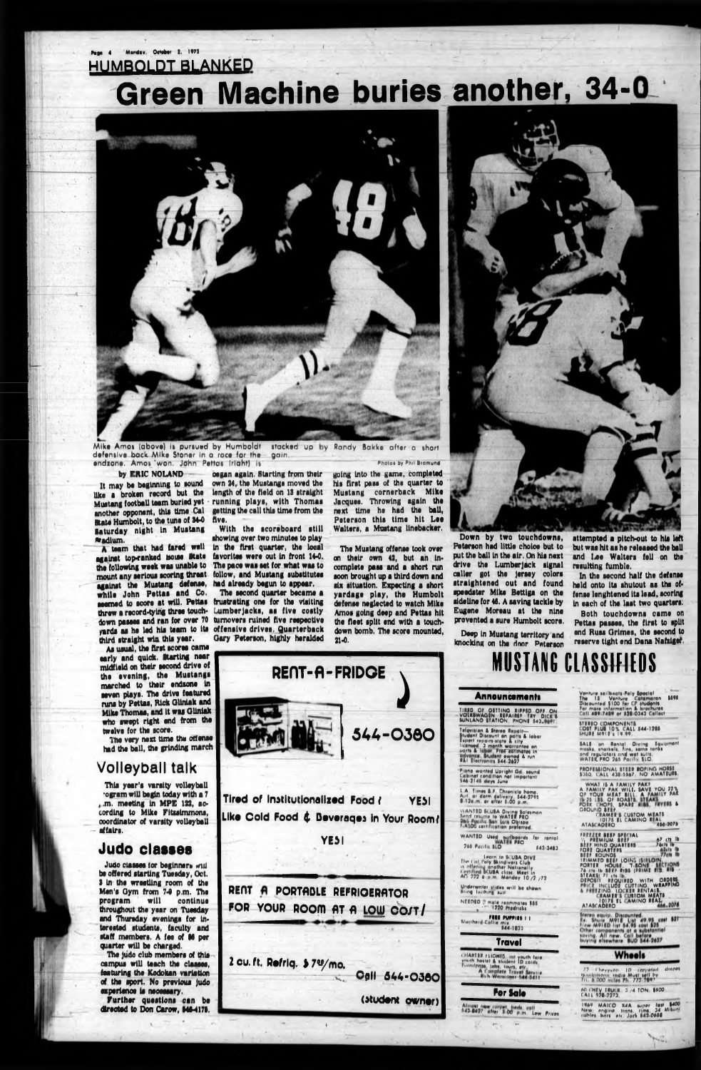## HUMBOLDT BLANKED

# Green Machine buries another, 34-0

Mike Amos (above) is pursued by Humboldt defensive back Mike Stoner in a race for the endzone. Amos won. John Pettas (right) is stacked up by Randy Bakke after a short gain.

Photos by Phil Bromund

by ERIC NOLAND

It may be beginning to sound like a broken record but the Mustang football team buried yet another opponent, this time Cal State Humboldt, to the tune of 34-0 Saturday night in Mustang Stadium.

A team that had fared well against top-ranked Boise State the following week was unable to mount any serious scoring threat against the Mustang defense, while John Pettas and Co. seemed to score at will. Pettas threw a record-tying three touchdown passes and ran for over 70 yards as he led his team to its third straight win this year.

As usual, the first scores came early and quick. Starting near midfield on their second drive of the evening, the Mustangs marched to their endzone in seven plays. The drive featured runs by Pettas, Rick Gliniak and Mike Thomas, and it was Gliniak who swept right end from the twelve for the score.

The very next time the offense had the ball, the grinding march began again. Starting from their own 24, the Mustangs moved the length of the field on 13 straight running plays, with Thomas getting the call this time from the five.

With the scoreboard still showing over two minutes to play in the first quarter, the local favorites were out in front 14-0. The pace was set for what was to follow, and Mustang substitutes had already begun to appear.

The second quarter became a frustrating one for the visiting Lumberjacks, as five costly turnovers ruined five respective offensive drives. Quarterback Gary Peterson, highly heralded going into the game, completed his first pass of the quarter to Mustang cornerback Mike Jacques. Throwing again the next time he had the ball, Peterson this time hit Lee Walters, a Mustang linebacker.

The Mustang offense took over on their own 42, but an incomplete pass and a short run soon brought up a third down and six situation. Expecting a short yardage play, the Humboldt defense neglected to watch Mike Amos going deep and Pettas hit the fleet split end with a touchdown bomb. The score mounted, 21-0.

Down by two touchdowns, Peterson had little choice but to put the ball in the air. On his next drive the Lumberjack signal caller got the jersey colors straightened out and found speedster Mike Bettiga on the sideline for 46. A saving tackle by Eugene Moreau at the nine prevented a sure Humboldt score.

Deep in Mustang territory and knocking on the door, Peterson attempted a pitch-out to his left but was hit as he released the ball and Lee Walters fell on the resulting fumble.

In the second half the defense held onto its shutout as the offense lenghtened its lead, scoring in each of the last two quarters.

Both touchdowns came on Pettas passes, the first to split end Russ Grimes, the second to reserve tight end Dana Nafziger.

## Volleyball talk

This year's varsity volleyball program will begin today with a 7 p.m. meeting in MPE 122, according to Mike Fitzsimmons, coordinator of varsity volleyball affairs.

## Judo classes

Judo classes for beginners will be offered starting Tuesday, Oct. 3 in the wrestling room of the Men's Gym from 7-9 p.m. The program will continue throughout the year on Tuesday and Thursday evenings for interested students, faculty and staff members. A fee of $6 per quarter will be charged.

The judo club members of this campus will teach the classes, featuring the Kodokan variation of the sport. No previous judo experience is necessary.

Further questions can be directed to Don Carow, 546-4178.

RENT-A-FRIDGE

544-0380

Tired of Institutionalized Food? YES!

Like Cold Food & Beverages in Your Room? YES!

RENT A PORTABLE REFRIGERATOR FOR YOUR ROOM AT A LOW COST!

2 cu. ft. Refrig. $7.50/mo.

Call 544-0380

(student owner)

# MUSTANG CLASSIFIEDS

### Announcements

TIRED OF GETTING RIPPED OFF ON VOLKSWAGEN REPAIRS? TRY DICK'S SUNLAND STATION. PHONE 543-9691.

Television & Stereo Repair— Student Discount on parts & labor. Expert repairs-state & city licensed. 3 month warranties on parts & labor. Free estimates in advance. Student owned & run. R&I Electronics 544-2627

Piano wanted Upright Gd. sound Cabinet condition not important 546-2148 days June

L.A. Times & S.F. Chronicle home, Apt. or dorm delivery. 544-2795 8-12a.m. or after 5:00 p.m.

WANTED SCUBA Diving Salesman Send resume to WATER PRO 265 Pacific San Luis Obispo PADI certification preferred.

WANTED Used outboards for rental WATER PRO 265 Pacific SLO 543-3483

Learn to SCUBA DIVE The Cal Poly Skindivers Club is offering another Nationally Certified SCUBA class. Meet in AG 222 8 p.m. Monday 10/2/72

Underwater slides will be shown Bring bathing suit

NEEDED 2 male roommates $55 1720 Phedricks

FREE PUPPIES 1/2 Shepherd-Collie mix 544-1833

### Travel

CHARTER FLIGHTS, int youth fare, youth hostel & student ID cards, Eurailpass, jobs, tours, etc. A Complete Travel Service Rich Westcoast 544-5411

### For Sale

Almost new carpet beds, call 543-8427 after 5:00 p.m. Low Prices

Ventura sailboats-Poly Special The 15 Venture Catamaran $598 Discounted $100 for CP students For more information & brochures Call 489-7489 or 528-0343 Collect

STEREO COMPONENTS COST PLUS 10% CALL 544-1288 SHURE M91E's 19.99

SALE on Rental Diving Equipment masks, snorkels, fins, some tanks and regulators and wet suits. WATER PRO 265 Pacific SLO

PROFESSIONAL STEER ROPING HORSE $350. CALL 438-5567 NO AMATEURS

WHAT IS A FAMILY PAK? A FAMILY PAK WILL SAVE YOU 22% OF YOUR MEAT BILL. A FAMILY PAK IS 25 LBS OF ROASTS, STEAKS PORK CHOPS, SPARE RIBS, FRYERS & GROUND BEEF CRAMER'S CUSTOM MEATS 10175 EL CAMINO REAL ATASCADERO 466-2076

FREEZER BEEF SPECIAL 1/2 PREMIUM BEEF .67 cts lb BEEF HIND QUARTERS .....74cts lb FORE QUARTERS ..........63cts lb BEEF ROUNDS ..............77cts lb TRIMMED BEEF LOINS (SIRLOIN, PORTER HOUSE, T-BONE SECTIONS 76 cts lb BEEF RIBS (PRIME RIB, RIB STEAKS) 71 cts lb DEPOSIT REQUIRED WITH ORDERS PRICE INCLUDE CUTTING, WRAPPING & FREEZING. LOCKER RENTALS CRAMER'S CUSTOM MEATS 10175 EL CAMINO REAL ATASCADERO 466-2076

Stereo equip. Discounted Ex. Shure M91E List 49.95 cost $21 Other components at a substantial saving. All new. Call before buying elsewhere BUD 544-2627

### Wheels

72 Chevy ... 10 ... carpeted ... dinnes ... radio Must sell by Fri. 6,000 miles Ph. 772-7897

60 CHEV TRUCK 3/4 TON $600 CALL 528-2273

1969 MAICO 360 super fast $600 New engine trans, tires 34 Mikuni cables, bars, etc. Jack 543-0958